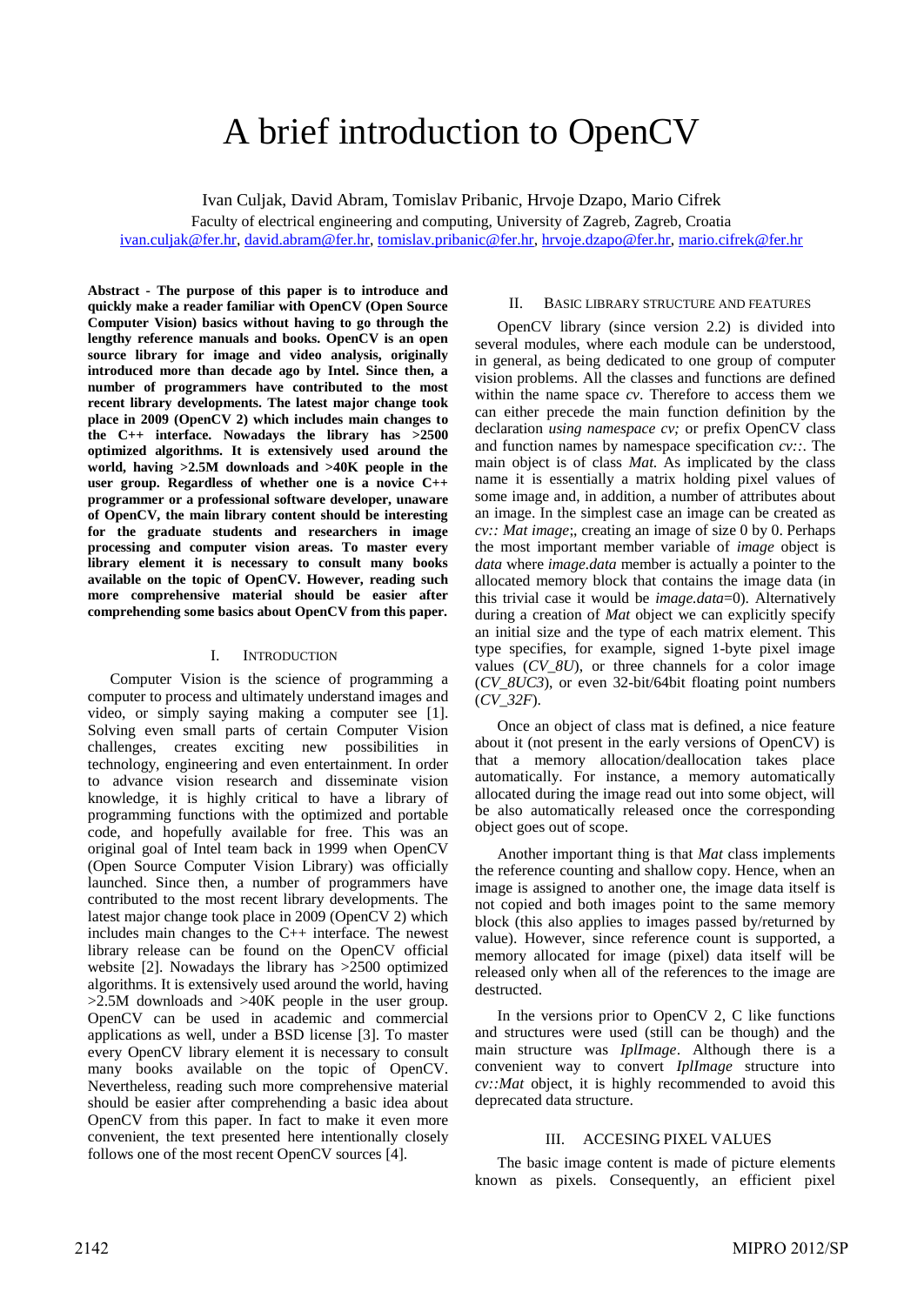# A brief introduction to OpenCV

Ivan Culjak, David Abram, Tomislav Pribanic, Hrvoje Dzapo, Mario Cifrek

Faculty of electrical engineering and computing, University of Zagreb, Zagreb, Croatia

ivan.culjak@fer.hr, david.abram@fer.hr, tomislav.pribanic@fer.hr, hrvoje.dzapo@fer.hr, mario.cifrek@fer.hr

**Abstract - The purpose of this paper is to introduce and quickly make a reader familiar with OpenCV (Open Source Computer Vision) basics without having to go through the lengthy reference manuals and books. OpenCV is an open source library for image and video analysis, originally introduced more than decade ago by Intel. Since then, a number of programmers have contributed to the most recent library developments. The latest major change took place in 2009 (OpenCV 2) which includes main changes to the C++ interface. Nowadays the library has >2500 optimized algorithms. It is extensively used around the world, having >2.5M downloads and >40K people in the user group. Regardless of whether one is a novice C++ programmer or a professional software developer, unaware of OpenCV, the main library content should be interesting for the graduate students and researchers in image processing and computer vision areas. To master every library element it is necessary to consult many books available on the topic of OpenCV. However, reading such more comprehensive material should be easier after comprehending some basics about OpenCV from this paper.**

## I. Introduction

Computer Vision is the science of programming a computer to process and ultimately understand images and video, or simply saying making a computer see [1]. Solving even small parts of certain Computer Vision challenges, creates exciting new possibilities in technology, engineering and even entertainment. In order to advance vision research and disseminate vision knowledge, it is highly critical to have a library of programming functions with the optimized and portable code, and hopefully available for free. This was an original goal of Intel team back in 1999 when OpenCV (Open Source Computer Vision Library) was officially launched. Since then, a number of programmers have contributed to the most recent library developments. The latest major change took place in 2009 (OpenCV 2) which includes main changes to the C++ interface. The newest library release can be found on the OpenCV official website [2]. Nowadays the library has >2500 optimized algorithms. It is extensively used around the world, having >2.5M downloads and >40K people in the user group. OpenCV can be used in academic and commercial applications as well, under a BSD license [3]. To master every OpenCV library element it is necessary to consult many books available on the topic of OpenCV. Nevertheless, reading such more comprehensive material should be easier after comprehending a basic idea about OpenCV from this paper. In fact to make it even more convenient, the text presented here intentionally closely follows one of the most recent OpenCV sources [4].

## II. Basic library structure and features

OpenCV library (since version 2.2) is divided into several modules, where each module can be understood, in general, as being dedicated to one group of computer vision problems. All the classes and functions are defined within the name space *cv*. Therefore to access them we can either precede the main function definition by the declaration *using namespace cv;* or prefix OpenCV class and function names by namespace specification *cv::*. The main object is of class *Mat.* As implicated by the class name it is essentially a matrix holding pixel values of some image and, in addition, a number of attributes about an image. In the simplest case an image can be created as *cv:: Mat image*;, creating an image of size 0 by 0. Perhaps the most important member variable of *image* object is *data* where *image.data* member is actually a pointer to the allocated memory block that contains the image data (in this trivial case it would be *image.data*=0). Alternatively during a creation of *Mat* object we can explicitly specify an initial size and the type of each matrix element. This type specifies, for example, signed 1-byte pixel image values (*CV_8U*), or three channels for a color image (*CV_8UC3*), or even 32-bit/64bit floating point numbers (*CV_32F*).

Once an object of class mat is defined, a nice feature about it (not present in the early versions of OpenCV) is that a memory allocation/deallocation takes place automatically. For instance, a memory automatically allocated during the image read out into some object, will be also automatically released once the corresponding object goes out of scope.

Another important thing is that *Mat* class implements the reference counting and shallow copy. Hence, when an image is assigned to another one, the image data itself is not copied and both images point to the same memory block (this also applies to images passed by/returned by value). However, since reference count is supported, a memory allocated for image (pixel) data itself will be released only when all of the references to the image are destructed.

In the versions prior to OpenCV 2, C like functions and structures were used (still can be though) and the main structure was *IplImage*. Although there is a convenient way to convert *IplImage* structure into *cv::Mat* object, it is highly recommended to avoid this deprecated data structure.

## III. Accesing pixel values

The basic image content is made of picture elements known as pixels. Consequently, an efficient pixel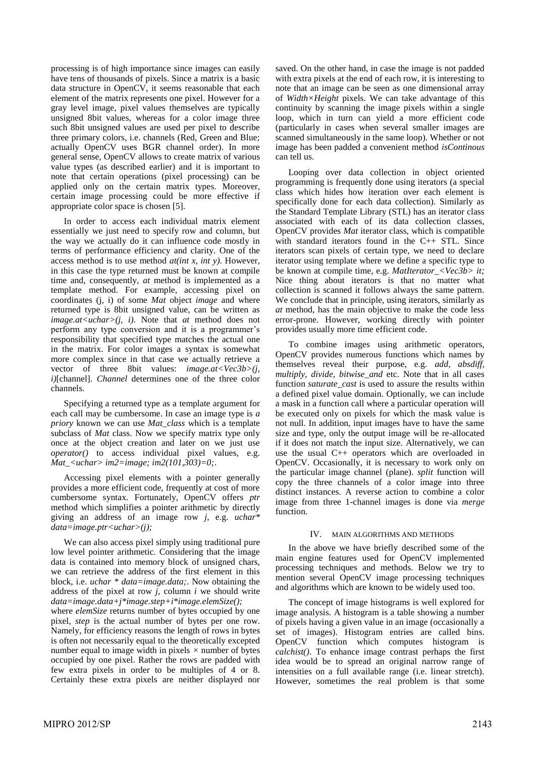processing is of high importance since images can easily have tens of thousands of pixels. Since a matrix is a basic data structure in OpenCV, it seems reasonable that each element of the matrix represents one pixel. However for a gray level image, pixel values themselves are typically unsigned 8bit values, whereas for a color image three such 8bit unsigned values are used per pixel to describe three primary colors, i.e. channels (Red, Green and Blue; actually OpenCV uses BGR channel order). In more general sense, OpenCV allows to create matrix of various value types (as described earlier) and it is important to note that certain operations (pixel processing) can be applied only on the certain matrix types. Moreover, certain image processing could be more effective if appropriate color space is chosen [5].

In order to access each individual matrix element essentially we just need to specify row and column, but the way we actually do it can influence code mostly in terms of performance efficiency and clarity. One of the access method is to use method *at(int x, int y)*. However, in this case the type returned must be known at compile time and, consequently, *at* method is implemented as a template method. For example, accessing pixel on coordinates (j, i) of some *Mat* object *image* and where returned type is 8bit unsigned value, can be written as *image.at<uchar>(j, i)*. Note that *at* method does not perform any type conversion and it is a programmer's responsibility that specified type matches the actual one in the matrix. For color images a syntax is somewhat more complex since in that case we actually retrieve a vector of three 8bit values: *image.at<Vec3b>(j, i)*[channel]. *Channel* determines one of the three color channels.

Specifying a returned type as a template argument for each call may be cumbersome. In case an image type is *a priory* known we can use *Mat_class* which is a template subclass of *Mat* class. Now we specify matrix type only once at the object creation and later on we just use *operator()* to access individual pixel values, e.g. *Mat_<uchar> im2=image; im2(101,303)=0;*.

Accessing pixel elements with a pointer generally provides a more efficient code, frequently at cost of more cumbersome syntax. Fortunately, OpenCV offers *ptr* method which simplifies a pointer arithmetic by directly giving an address of an image row *j*, e.g. *uchar\* data=image.ptr<uchar>(j);*

We can also access pixel simply using traditional pure low level pointer arithmetic. Considering that the image data is contained into memory block of unsigned chars, we can retrieve the address of the first element in this block, i.e. *uchar * data=image.data;*. Now obtaining the address of the pixel at row *j*, column *i* we should write *data=image.data+j\*image.step+i\*image.elemSize();*
where *elemSize* returns number of bytes occupied by one pixel, *step* is the actual number of bytes per one row. Namely, for efficiency reasons the length of rows in bytes is often not necessarily equal to the theoretically excepted number equal to image width in pixels × number of bytes occupied by one pixel. Rather the rows are padded with few extra pixels in order to be multiples of 4 or 8. Certainly these extra pixels are neither displayed nor saved. On the other hand, in case the image is not padded with extra pixels at the end of each row, it is interesting to note that an image can be seen as one dimensional array of *Width×Height* pixels. We can take advantage of this continuity by scanning the image pixels within a single loop, which in turn can yield a more efficient code (particularly in cases when several smaller images are scanned simultaneously in the same loop). Whether or not image has been padded a convenient method *isContinous* can tell us.

Looping over data collection in object oriented programming is frequently done using iterators (a special class which hides how iteration over each element is specifically done for each data collection). Similarly as the Standard Template Library (STL) has an iterator class associated with each of its data collection classes, OpenCV provides *Mat* iterator class, which is compatible with standard iterators found in the C++ STL. Since iterators scan pixels of certain type, we need to declare iterator using template where we define a specific type to be known at compile time, e.g. *MatIterator_<Vec3b> it;* Nice thing about iterators is that no matter what collection is scanned it follows always the same pattern. We conclude that in principle, using iterators, similarly as *at* method, has the main objective to make the code less error-prone. However, working directly with pointer provides usually more time efficient code.

To combine images using arithmetic operators, OpenCV provides numerous functions which names by themselves reveal their purpose, e.g. *add, absdiff, multiply, divide, bitwise_and* etc. Note that in all cases function *saturate_cast* is used to assure the results within a defined pixel value domain. Optionally, we can include a mask in a function call where a particular operation will be executed only on pixels for which the mask value is not null. In addition, input images have to have the same size and type, only the output image will be re-allocated if it does not match the input size. Alternatively, we can use the usual C++ operators which are overloaded in OpenCV. Occasionally, it is necessary to work only on the particular image channel (plane). *split* function will copy the three channels of a color image into three distinct instances. A reverse action to combine a color image from three 1-channel images is done via *merge* function.

## IV. MAIN ALGORITHMS AND METHODS

In the above we have briefly described some of the main engine features used for OpenCV implemented processing techniques and methods. Below we try to mention several OpenCV image processing techniques and algorithms which are known to be widely used too.

The concept of image histograms is well explored for image analysis. A histogram is a table showing a number of pixels having a given value in an image (occasionally a set of images). Histogram entries are called bins. OpenCV function which computes histogram is *calchist()*. To enhance image contrast perhaps the first idea would be to spread an original narrow range of intensities on a full available range (i.e. linear stretch). However, sometimes the real problem is that some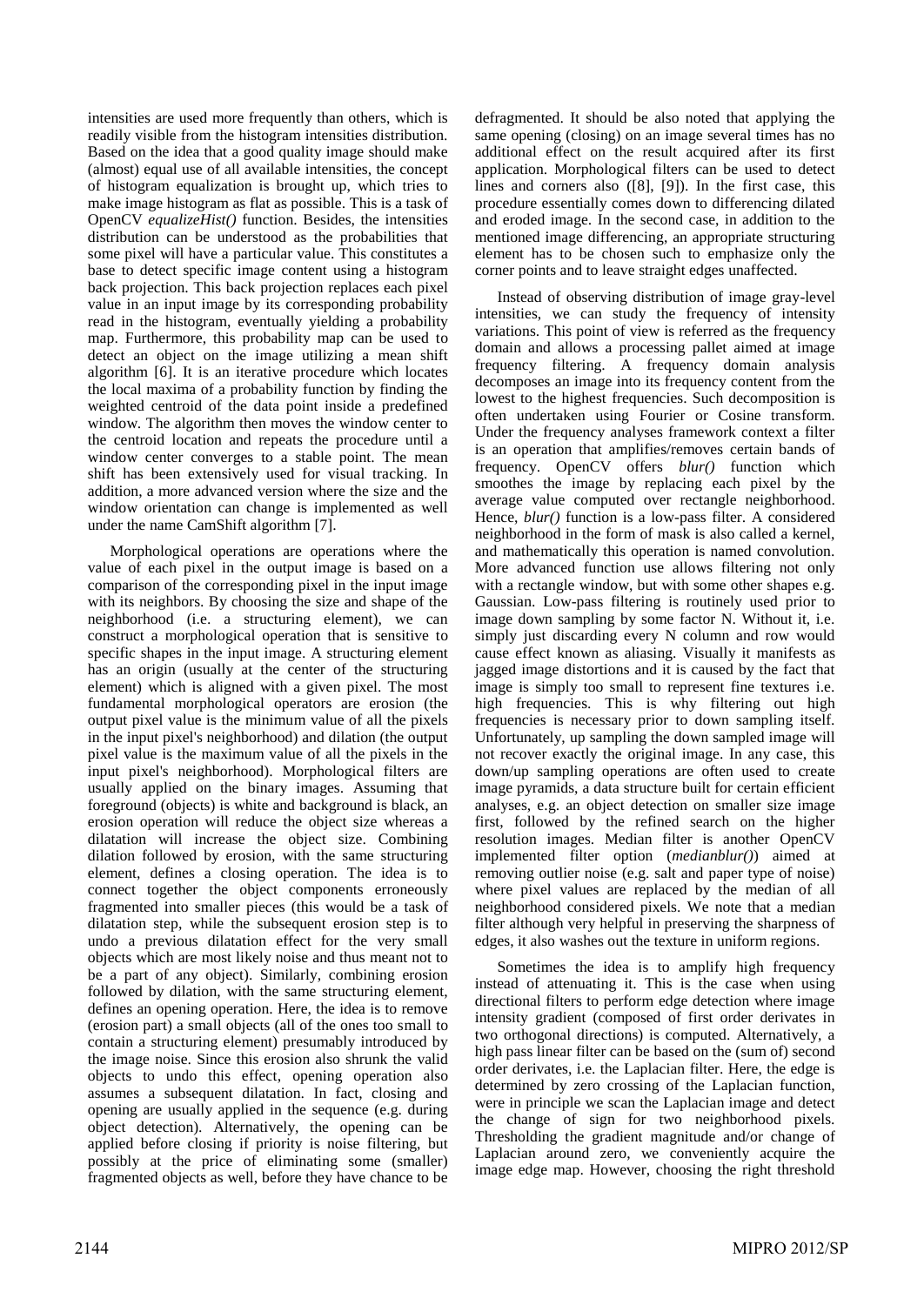intensities are used more frequently than others, which is readily visible from the histogram intensities distribution. Based on the idea that a good quality image should make (almost) equal use of all available intensities, the concept of histogram equalization is brought up, which tries to make image histogram as flat as possible. This is a task of OpenCV *equalizeHist()* function. Besides, the intensities distribution can be understood as the probabilities that some pixel will have a particular value. This constitutes a base to detect specific image content using a histogram back projection. This back projection replaces each pixel value in an input image by its corresponding probability read in the histogram, eventually yielding a probability map. Furthermore, this probability map can be used to detect an object on the image utilizing a mean shift algorithm [6]. It is an iterative procedure which locates the local maxima of a probability function by finding the weighted centroid of the data point inside a predefined window. The algorithm then moves the window center to the centroid location and repeats the procedure until a window center converges to a stable point. The mean shift has been extensively used for visual tracking. In addition, a more advanced version where the size and the window orientation can change is implemented as well under the name CamShift algorithm [7].

Morphological operations are operations where the value of each pixel in the output image is based on a comparison of the corresponding pixel in the input image with its neighbors. By choosing the size and shape of the neighborhood (i.e. a structuring element), we can construct a morphological operation that is sensitive to specific shapes in the input image. A structuring element has an origin (usually at the center of the structuring element) which is aligned with a given pixel. The most fundamental morphological operators are erosion (the output pixel value is the minimum value of all the pixels in the input pixel's neighborhood) and dilation (the output pixel value is the maximum value of all the pixels in the input pixel's neighborhood). Morphological filters are usually applied on the binary images. Assuming that foreground (objects) is white and background is black, an erosion operation will reduce the object size whereas a dilatation will increase the object size. Combining dilation followed by erosion, with the same structuring element, defines a closing operation. The idea is to connect together the object components erroneously fragmented into smaller pieces (this would be a task of dilatation step, while the subsequent erosion step is to undo a previous dilatation effect for the very small objects which are most likely noise and thus meant not to be a part of any object). Similarly, combining erosion followed by dilation, with the same structuring element, defines an opening operation. Here, the idea is to remove (erosion part) a small objects (all of the ones too small to contain a structuring element) presumably introduced by the image noise. Since this erosion also shrunk the valid objects to undo this effect, opening operation also assumes a subsequent dilatation. In fact, closing and opening are usually applied in the sequence (e.g. during object detection). Alternatively, the opening can be applied before closing if priority is noise filtering, but possibly at the price of eliminating some (smaller) fragmented objects as well, before they have chance to be defragmented. It should be also noted that applying the same opening (closing) on an image several times has no additional effect on the result acquired after its first application. Morphological filters can be used to detect lines and corners also ([8], [9]). In the first case, this procedure essentially comes down to differencing dilated and eroded image. In the second case, in addition to the mentioned image differencing, an appropriate structuring element has to be chosen such to emphasize only the corner points and to leave straight edges unaffected.

Instead of observing distribution of image gray-level intensities, we can study the frequency of intensity variations. This point of view is referred as the frequency domain and allows a processing pallet aimed at image frequency filtering. A frequency domain analysis decomposes an image into its frequency content from the lowest to the highest frequencies. Such decomposition is often undertaken using Fourier or Cosine transform. Under the frequency analyses framework context a filter is an operation that amplifies/removes certain bands of frequency. OpenCV offers *blur()* function which smoothes the image by replacing each pixel by the average value computed over rectangle neighborhood. Hence, *blur()* function is a low-pass filter. A considered neighborhood in the form of mask is also called a kernel, and mathematically this operation is named convolution. More advanced function use allows filtering not only with a rectangle window, but with some other shapes e.g. Gaussian. Low-pass filtering is routinely used prior to image down sampling by some factor N. Without it, i.e. simply just discarding every N column and row would cause effect known as aliasing. Visually it manifests as jagged image distortions and it is caused by the fact that image is simply too small to represent fine textures i.e. high frequencies. This is why filtering out high frequencies is necessary prior to down sampling itself. Unfortunately, up sampling the down sampled image will not recover exactly the original image. In any case, this down/up sampling operations are often used to create image pyramids, a data structure built for certain efficient analyses, e.g. an object detection on smaller size image first, followed by the refined search on the higher resolution images. Median filter is another OpenCV implemented filter option (*medianblur()*) aimed at removing outlier noise (e.g. salt and paper type of noise) where pixel values are replaced by the median of all neighborhood considered pixels. We note that a median filter although very helpful in preserving the sharpness of edges, it also washes out the texture in uniform regions.

Sometimes the idea is to amplify high frequency instead of attenuating it. This is the case when using directional filters to perform edge detection where image intensity gradient (composed of first order derivates in two orthogonal directions) is computed. Alternatively, a high pass linear filter can be based on the (sum of) second order derivates, i.e. the Laplacian filter. Here, the edge is determined by zero crossing of the Laplacian function, were in principle we scan the Laplacian image and detect the change of sign for two neighborhood pixels. Thresholding the gradient magnitude and/or change of Laplacian around zero, we conveniently acquire the image edge map. However, choosing the right threshold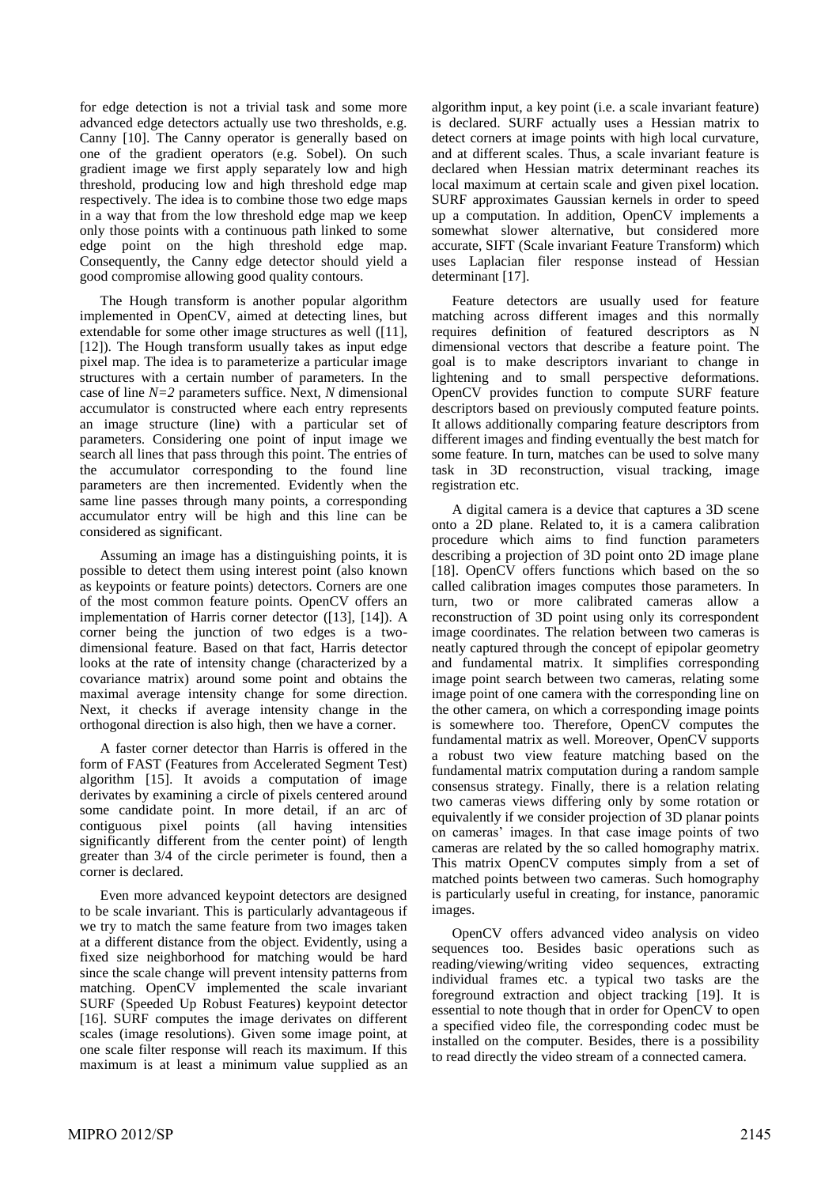for edge detection is not a trivial task and some more advanced edge detectors actually use two thresholds, e.g. Canny [10]. The Canny operator is generally based on one of the gradient operators (e.g. Sobel). On such gradient image we first apply separately low and high threshold, producing low and high threshold edge map respectively. The idea is to combine those two edge maps in a way that from the low threshold edge map we keep only those points with a continuous path linked to some edge point on the high threshold edge map. Consequently, the Canny edge detector should yield a good compromise allowing good quality contours.

The Hough transform is another popular algorithm implemented in OpenCV, aimed at detecting lines, but extendable for some other image structures as well ([11], [12]). The Hough transform usually takes as input edge pixel map. The idea is to parameterize a particular image structures with a certain number of parameters. In the case of line $N=2$ parameters suffice. Next, $N$ dimensional accumulator is constructed where each entry represents an image structure (line) with a particular set of parameters. Considering one point of input image we search all lines that pass through this point. The entries of the accumulator corresponding to the found line parameters are then incremented. Evidently when the same line passes through many points, a corresponding accumulator entry will be high and this line can be considered as significant.

Assuming an image has a distinguishing points, it is possible to detect them using interest point (also known as keypoints or feature points) detectors. Corners are one of the most common feature points. OpenCV offers an implementation of Harris corner detector ([13], [14]). A corner being the junction of two edges is a two-dimensional feature. Based on that fact, Harris detector looks at the rate of intensity change (characterized by a covariance matrix) around some point and obtains the maximal average intensity change for some direction. Next, it checks if average intensity change in the orthogonal direction is also high, then we have a corner.

A faster corner detector than Harris is offered in the form of FAST (Features from Accelerated Segment Test) algorithm [15]. It avoids a computation of image derivates by examining a circle of pixels centered around some candidate point. In more detail, if an arc of contiguous pixel points (all having intensities significantly different from the center point) of length greater than 3/4 of the circle perimeter is found, then a corner is declared.

Even more advanced keypoint detectors are designed to be scale invariant. This is particularly advantageous if we try to match the same feature from two images taken at a different distance from the object. Evidently, using a fixed size neighborhood for matching would be hard since the scale change will prevent intensity patterns from matching. OpenCV implemented the scale invariant SURF (Speeded Up Robust Features) keypoint detector [16]. SURF computes the image derivates on different scales (image resolutions). Given some image point, at one scale filter response will reach its maximum. If this maximum is at least a minimum value supplied as an algorithm input, a key point (i.e. a scale invariant feature) is declared. SURF actually uses a Hessian matrix to detect corners at image points with high local curvature, and at different scales. Thus, a scale invariant feature is declared when Hessian matrix determinant reaches its local maximum at certain scale and given pixel location. SURF approximates Gaussian kernels in order to speed up a computation. In addition, OpenCV implements a somewhat slower alternative, but considered more accurate, SIFT (Scale invariant Feature Transform) which uses Laplacian filer response instead of Hessian determinant [17].

Feature detectors are usually used for feature matching across different images and this normally requires definition of featured descriptors as N dimensional vectors that describe a feature point. The goal is to make descriptors invariant to change in lightening and to small perspective deformations. OpenCV provides function to compute SURF feature descriptors based on previously computed feature points. It allows additionally comparing feature descriptors from different images and finding eventually the best match for some feature. In turn, matches can be used to solve many task in 3D reconstruction, visual tracking, image registration etc.

A digital camera is a device that captures a 3D scene onto a 2D plane. Related to, it is a camera calibration procedure which aims to find function parameters describing a projection of 3D point onto 2D image plane [18]. OpenCV offers functions which based on the so called calibration images computes those parameters. In turn, two or more calibrated cameras allow a reconstruction of 3D point using only its correspondent image coordinates. The relation between two cameras is neatly captured through the concept of epipolar geometry and fundamental matrix. It simplifies corresponding image point search between two cameras, relating some image point of one camera with the corresponding line on the other camera, on which a corresponding image points is somewhere too. Therefore, OpenCV computes the fundamental matrix as well. Moreover, OpenCV supports a robust two view feature matching based on the fundamental matrix computation during a random sample consensus strategy. Finally, there is a relation relating two cameras views differing only by some rotation or equivalently if we consider projection of 3D planar points on cameras' images. In that case image points of two cameras are related by the so called homography matrix. This matrix OpenCV computes simply from a set of matched points between two cameras. Such homography is particularly useful in creating, for instance, panoramic images.

OpenCV offers advanced video analysis on video sequences too. Besides basic operations such as reading/viewing/writing video sequences, extracting individual frames etc. a typical two tasks are the foreground extraction and object tracking [19]. It is essential to note though that in order for OpenCV to open a specified video file, the corresponding codec must be installed on the computer. Besides, there is a possibility to read directly the video stream of a connected camera.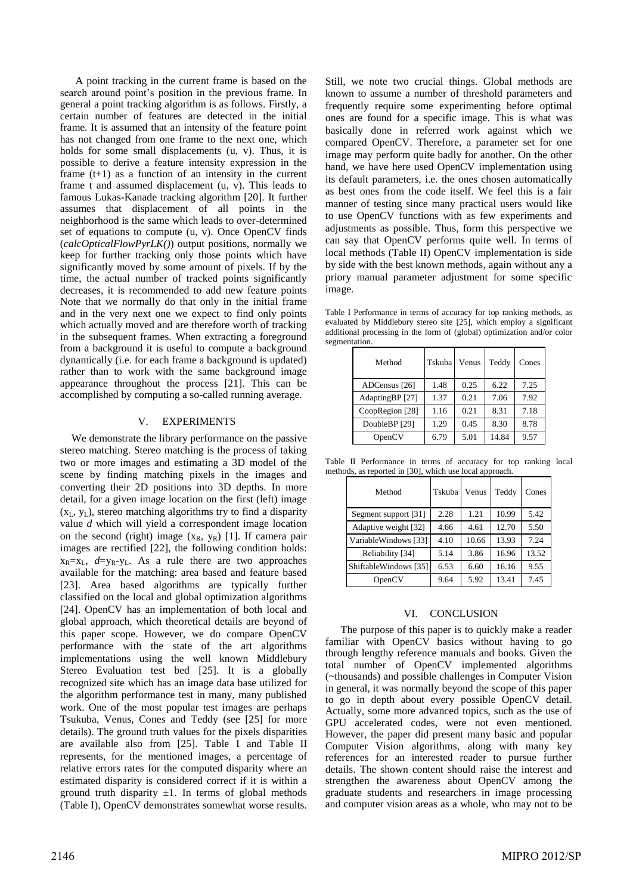A point tracking in the current frame is based on the search around point's position in the previous frame. In general a point tracking algorithm is as follows. Firstly, a certain number of features are detected in the initial frame. It is assumed that an intensity of the feature point has not changed from one frame to the next one, which holds for some small displacements (u, v). Thus, it is possible to derive a feature intensity expression in the frame (t+1) as a function of an intensity in the current frame t and assumed displacement (u, v). This leads to famous Lukas-Kanade tracking algorithm [20]. It further assumes that displacement of all points in the neighborhood is the same which leads to over-determined set of equations to compute (u, v). Once OpenCV finds (*calcOpticalFlowPyrLK()*) output positions, normally we keep for further tracking only those points which have significantly moved by some amount of pixels. If by the time, the actual number of tracked points significantly decreases, it is recommended to add new feature points Note that we normally do that only in the initial frame and in the very next one we expect to find only points which actually moved and are therefore worth of tracking in the subsequent frames. When extracting a foreground from a background it is useful to compute a background dynamically (i.e. for each frame a background is updated) rather than to work with the same background image appearance throughout the process [21]. This can be accomplished by computing a so-called running average.

## V. EXPERIMENTS

We demonstrate the library performance on the passive stereo matching. Stereo matching is the process of taking two or more images and estimating a 3D model of the scene by finding matching pixels in the images and converting their 2D positions into 3D depths. In more detail, for a given image location on the first (left) image ($x_L$, $y_L$), stereo matching algorithms try to find a disparity value *d* which will yield a correspondent image location on the second (right) image ($x_R$, $y_R$) [1]. If camera pair images are rectified [22], the following condition holds: $x_R=x_L$, $d=y_R-y_L$. As a rule there are two approaches available for the matching: area based and feature based [23]. Area based algorithms are typically further classified on the local and global optimization algorithms [24]. OpenCV has an implementation of both local and global approach, which theoretical details are beyond of this paper scope. However, we do compare OpenCV performance with the state of the art algorithms implementations using the well known Middlebury Stereo Evaluation test bed [25]. It is a globally recognized site which has an image data base utilized for the algorithm performance test in many, many published work. One of the most popular test images are perhaps Tsukuba, Venus, Cones and Teddy (see [25] for more details). The ground truth values for the pixels disparities are available also from [25]. Table I and Table II represents, for the mentioned images, a percentage of relative errors rates for the computed disparity where an estimated disparity is considered correct if it is within a ground truth disparity $\pm 1$. In terms of global methods (Table I), OpenCV demonstrates somewhat worse results. Still, we note two crucial things. Global methods are known to assume a number of threshold parameters and frequently require some experimenting before optimal ones are found for a specific image. This is what was basically done in referred work against which we compared OpenCV. Therefore, a parameter set for one image may perform quite badly for another. On the other hand, we have here used OpenCV implementation using its default parameters, i.e. the ones chosen automatically as best ones from the code itself. We feel this is a fair manner of testing since many practical users would like to use OpenCV functions with as few experiments and adjustments as possible. Thus, form this perspective we can say that OpenCV performs quite well. In terms of local methods (Table II) OpenCV implementation is side by side with the best known methods, again without any a priory manual parameter adjustment for some specific image.

Table I Performance in terms of accuracy for top ranking methods, as evaluated by Middlebury stereo site [25], which employ a significant additional processing in the form of (global) optimization and/or color segmentation.

| Method | Tskuba | Venus | Teddy | Cones |
|---|---|---|---|---|
| ADCensus [26] | 1.48 | 0.25 | 6.22 | 7.25 |
| AdaptingBP [27] | 1.37 | 0.21 | 7.06 | 7.92 |
| CoopRegion [28] | 1.16 | 0.21 | 8.31 | 7.18 |
| DoubleBP [29] | 1.29 | 0.45 | 8.30 | 8.78 |
| OpenCV | 6.79 | 5.01 | 14.84 | 9.57 |

Table II Performance in terms of accuracy for top ranking local methods, as reported in [30], which use local approach.

| Method | Tskuba | Venus | Teddy | Cones |
|---|---|---|---|---|
| Segment support [31] | 2.28 | 1.21 | 10.99 | 5.42 |
| Adaptive weight [32] | 4.66 | 4.61 | 12.70 | 5.50 |
| VariableWindows [33] | 4.10 | 10.66 | 13.93 | 7.24 |
| Reliability [34] | 5.14 | 3.86 | 16.96 | 13.52 |
| ShiftableWindows [35] | 6.53 | 6.60 | 16.16 | 9.55 |
| OpenCV | 9.64 | 5.92 | 13.41 | 7.45 |

## VI. CONCLUSION

The purpose of this paper is to quickly make a reader familiar with OpenCV basics without having to go through lengthy reference manuals and books. Given the total number of OpenCV implemented algorithms (~thousands) and possible challenges in Computer Vision in general, it was normally beyond the scope of this paper to go in depth about every possible OpenCV detail. Actually, some more advanced topics, such as the use of GPU accelerated codes, were not even mentioned. However, the paper did present many basic and popular Computer Vision algorithms, along with many key references for an interested reader to pursue further details. The shown content should raise the interest and strengthen the awareness about OpenCV among the graduate students and researchers in image processing and computer vision areas as a whole, who may not to be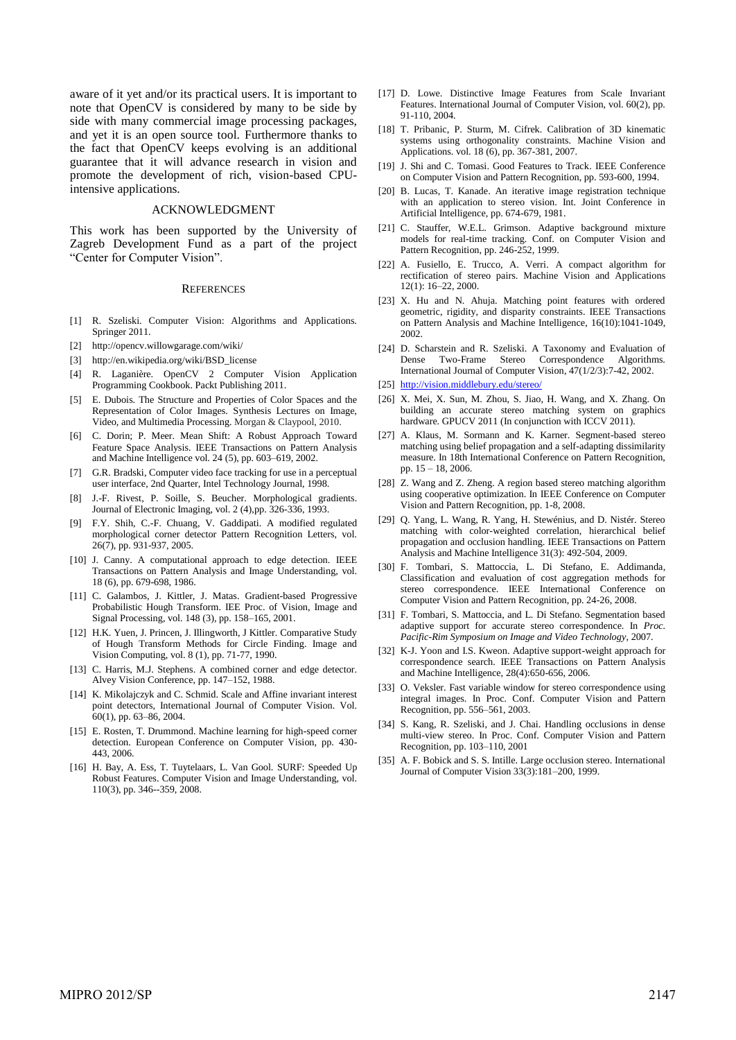aware of it yet and/or its practical users. It is important to note that OpenCV is considered by many to be side by side with many commercial image processing packages, and yet it is an open source tool. Furthermore thanks to the fact that OpenCV keeps evolving is an additional guarantee that it will advance research in vision and promote the development of rich, vision-based CPU-intensive applications.

## ACKNOWLEDGMENT

This work has been supported by the University of Zagreb Development Fund as a part of the project "Center for Computer Vision".

## REFERENCES

[1] R. Szeliski. Computer Vision: Algorithms and Applications. Springer 2011.

[2] http://opencv.willowgarage.com/wiki/

[3] http://en.wikipedia.org/wiki/BSD_license

[4] R. Laganière. OpenCV 2 Computer Vision Application Programming Cookbook. Packt Publishing 2011.

[5] E. Dubois. The Structure and Properties of Color Spaces and the Representation of Color Images. Synthesis Lectures on Image, Video, and Multimedia Processing. Morgan & Claypool, 2010.

[6] C. Dorin; P. Meer. Mean Shift: A Robust Approach Toward Feature Space Analysis. IEEE Transactions on Pattern Analysis and Machine Intelligence vol. 24 (5), pp. 603–619, 2002.

[7] G.R. Bradski, Computer video face tracking for use in a perceptual user interface, 2nd Quarter, Intel Technology Journal, 1998.

[8] J.-F. Rivest, P. Soille, S. Beucher. Morphological gradients. Journal of Electronic Imaging, vol. 2 (4),pp. 326-336, 1993.

[9] F.Y. Shih, C.-F. Chuang, V. Gaddipati. A modified regulated morphological corner detector Pattern Recognition Letters, vol. 26(7), pp. 931-937, 2005.

[10] J. Canny. A computational approach to edge detection. IEEE Transactions on Pattern Analysis and Image Understanding, vol. 18 (6), pp. 679-698, 1986.

[11] C. Galambos, J. Kittler, J. Matas. Gradient-based Progressive Probabilistic Hough Transform. IEE Proc. of Vision, Image and Signal Processing, vol. 148 (3), pp. 158–165, 2001.

[12] H.K. Yuen, J. Princen, J. Illingworth, J Kittler. Comparative Study of Hough Transform Methods for Circle Finding. Image and Vision Computing, vol. 8 (1), pp. 71-77, 1990.

[13] C. Harris, M.J. Stephens. A combined corner and edge detector. Alvey Vision Conference, pp. 147–152, 1988.

[14] K. Mikolajczyk and C. Schmid. Scale and Affine invariant interest point detectors, International Journal of Computer Vision. Vol. 60(1), pp. 63–86, 2004.

[15] E. Rosten, T. Drummond. Machine learning for high-speed corner detection. European Conference on Computer Vision, pp. 430-443, 2006.

[16] H. Bay, A. Ess, T. Tuytelaars, L. Van Gool. SURF: Speeded Up Robust Features. Computer Vision and Image Understanding, vol. 110(3), pp. 346--359, 2008.

[17] D. Lowe. Distinctive Image Features from Scale Invariant Features. International Journal of Computer Vision, vol. 60(2), pp. 91-110, 2004.

[18] T. Pribanic, P. Sturm, M. Cifrek. Calibration of 3D kinematic systems using orthogonality constraints. Machine Vision and Applications. vol. 18 (6), pp. 367-381, 2007.

[19] J. Shi and C. Tomasi. Good Features to Track. IEEE Conference on Computer Vision and Pattern Recognition, pp. 593-600, 1994.

[20] B. Lucas, T. Kanade. An iterative image registration technique with an application to stereo vision. Int. Joint Conference in Artificial Intelligence, pp. 674-679, 1981.

[21] C. Stauffer, W.E.L. Grimson. Adaptive background mixture models for real-time tracking. Conf. on Computer Vision and Pattern Recognition, pp. 246-252, 1999.

[22] A. Fusiello, E. Trucco, A. Verri. A compact algorithm for rectification of stereo pairs. Machine Vision and Applications 12(1): 16–22, 2000.

[23] X. Hu and N. Ahuja. Matching point features with ordered geometric, rigidity, and disparity constraints. IEEE Transactions on Pattern Analysis and Machine Intelligence, 16(10):1041-1049, 2002.

[24] D. Scharstein and R. Szeliski. A Taxonomy and Evaluation of Dense Two-Frame Stereo Correspondence Algorithms. International Journal of Computer Vision, 47(1/2/3):7-42, 2002.

[25] http://vision.middlebury.edu/stereo/

[26] X. Mei, X. Sun, M. Zhou, S. Jiao, H. Wang, and X. Zhang. On building an accurate stereo matching system on graphics hardware. GPUCV 2011 (In conjunction with ICCV 2011).

[27] A. Klaus, M. Sormann and K. Karner. Segment-based stereo matching using belief propagation and a self-adapting dissimilarity measure. In 18th International Conference on Pattern Recognition, pp. 15 – 18, 2006.

[28] Z. Wang and Z. Zheng. A region based stereo matching algorithm using cooperative optimization. In IEEE Conference on Computer Vision and Pattern Recognition, pp. 1-8, 2008.

[29] Q. Yang, L. Wang, R. Yang, H. Stewénius, and D. Nistér. Stereo matching with color-weighted correlation, hierarchical belief propagation and occlusion handling. IEEE Transactions on Pattern Analysis and Machine Intelligence 31(3): 492-504, 2009.

[30] F. Tombari, S. Mattoccia, L. Di Stefano, E. Addimanda, Classification and evaluation of cost aggregation methods for stereo correspondence. IEEE International Conference on Computer Vision and Pattern Recognition, pp. 24-26, 2008.

[31] F. Tombari, S. Mattoccia, and L. Di Stefano. Segmentation based adaptive support for accurate stereo correspondence. In *Proc. Pacific-Rim Symposium on Image and Video Technology*, 2007.

[32] K-J. Yoon and I.S. Kweon. Adaptive support-weight approach for correspondence search. IEEE Transactions on Pattern Analysis and Machine Intelligence, 28(4):650-656, 2006.

[33] O. Veksler. Fast variable window for stereo correspondence using integral images. In Proc. Conf. Computer Vision and Pattern Recognition, pp. 556–561, 2003.

[34] S. Kang, R. Szeliski, and J. Chai. Handling occlusions in dense multi-view stereo. In Proc. Conf. Computer Vision and Pattern Recognition, pp. 103–110, 2001

[35] A. F. Bobick and S. S. Intille. Large occlusion stereo. International Journal of Computer Vision 33(3):181–200, 1999.